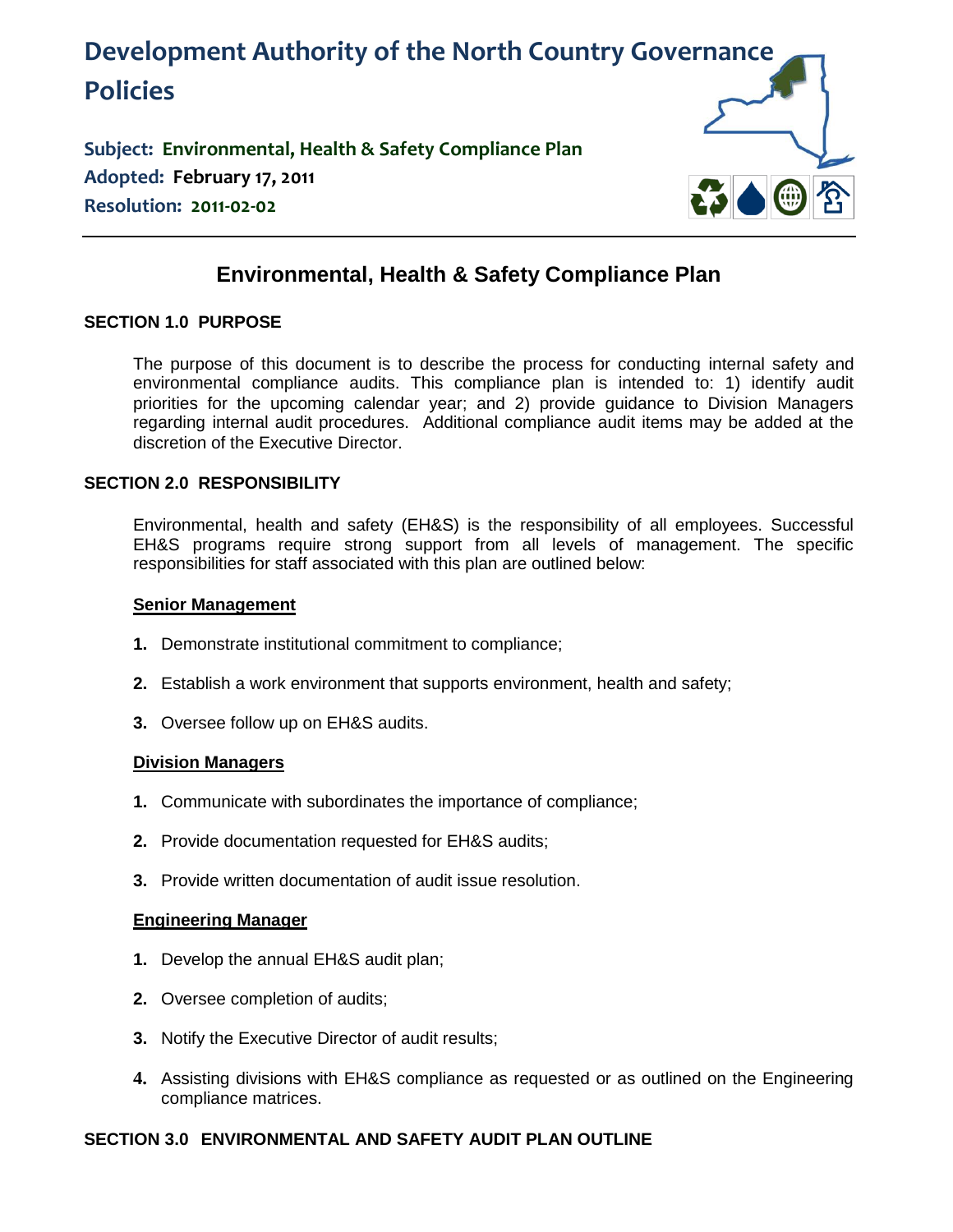# Development Authority of the North Country Governance Policies

**Subject: Environmental, Health & Safety Compliance Plan**
**Adopted: February 17, 2011**
**Resolution: 2011-02-02**

---

## Environmental, Health & Safety Compliance Plan

### SECTION 1.0 PURPOSE

The purpose of this document is to describe the process for conducting internal safety and environmental compliance audits. This compliance plan is intended to: 1) identify audit priorities for the upcoming calendar year; and 2) provide guidance to Division Managers regarding internal audit procedures. Additional compliance audit items may be added at the discretion of the Executive Director.

### SECTION 2.0 RESPONSIBILITY

Environmental, health and safety (EH&S) is the responsibility of all employees. Successful EH&S programs require strong support from all levels of management. The specific responsibilities for staff associated with this plan are outlined below:

**Senior Management**

1. Demonstrate institutional commitment to compliance;
2. Establish a work environment that supports environment, health and safety;
3. Oversee follow up on EH&S audits.

**Division Managers**

1. Communicate with subordinates the importance of compliance;
2. Provide documentation requested for EH&S audits;
3. Provide written documentation of audit issue resolution.

**Engineering Manager**

1. Develop the annual EH&S audit plan;
2. Oversee completion of audits;
3. Notify the Executive Director of audit results;
4. Assisting divisions with EH&S compliance as requested or as outlined on the Engineering compliance matrices.

### SECTION 3.0 ENVIRONMENTAL AND SAFETY AUDIT PLAN OUTLINE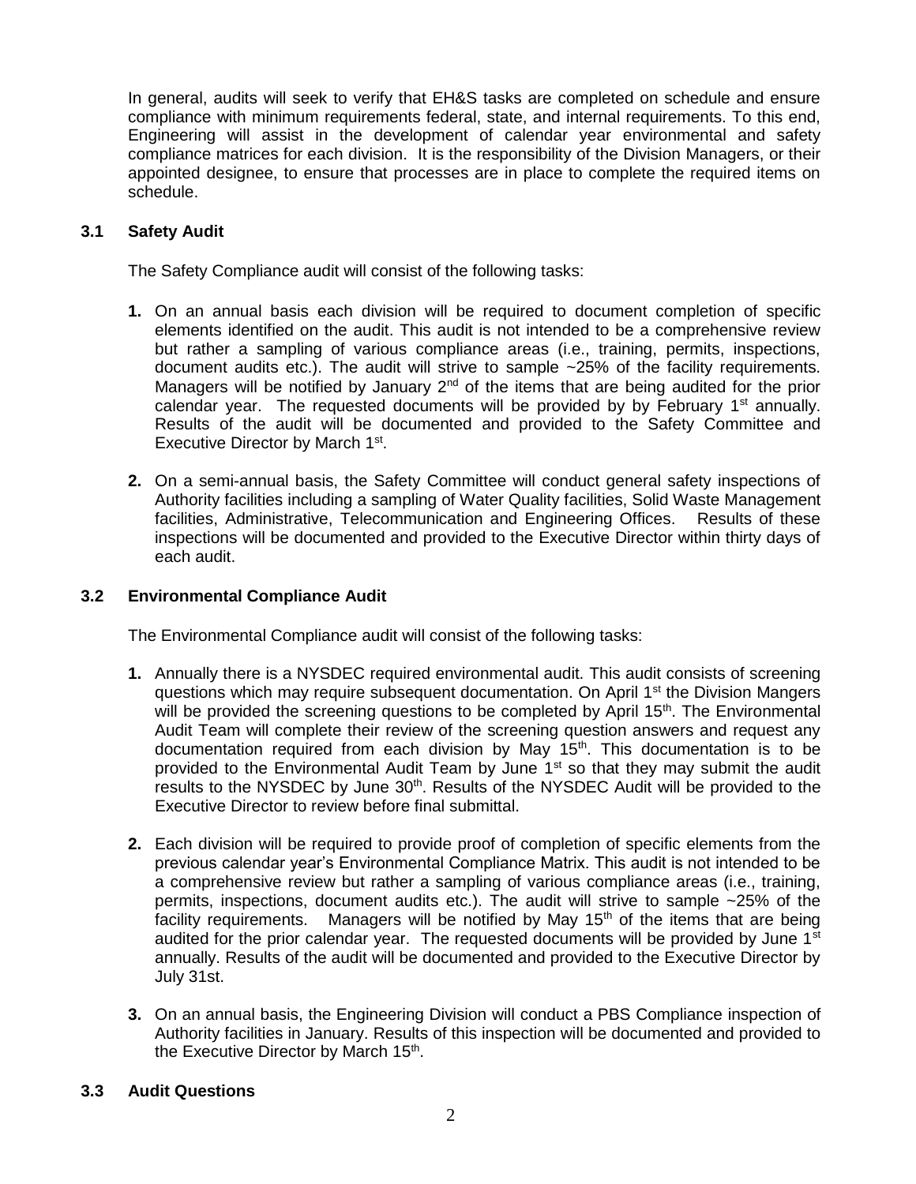In general, audits will seek to verify that EH&S tasks are completed on schedule and ensure compliance with minimum requirements federal, state, and internal requirements. To this end, Engineering will assist in the development of calendar year environmental and safety compliance matrices for each division. It is the responsibility of the Division Managers, or their appointed designee, to ensure that processes are in place to complete the required items on schedule.

### 3.1 Safety Audit

The Safety Compliance audit will consist of the following tasks:

1. On an annual basis each division will be required to document completion of specific elements identified on the audit. This audit is not intended to be a comprehensive review but rather a sampling of various compliance areas (i.e., training, permits, inspections, document audits etc.). The audit will strive to sample ~25% of the facility requirements. Managers will be notified by January 2nd of the items that are being audited for the prior calendar year. The requested documents will be provided by by February 1st annually. Results of the audit will be documented and provided to the Safety Committee and Executive Director by March 1st.

2. On a semi-annual basis, the Safety Committee will conduct general safety inspections of Authority facilities including a sampling of Water Quality facilities, Solid Waste Management facilities, Administrative, Telecommunication and Engineering Offices. Results of these inspections will be documented and provided to the Executive Director within thirty days of each audit.

### 3.2 Environmental Compliance Audit

The Environmental Compliance audit will consist of the following tasks:

1. Annually there is a NYSDEC required environmental audit. This audit consists of screening questions which may require subsequent documentation. On April 1st the Division Mangers will be provided the screening questions to be completed by April 15th. The Environmental Audit Team will complete their review of the screening question answers and request any documentation required from each division by May 15th. This documentation is to be provided to the Environmental Audit Team by June 1st so that they may submit the audit results to the NYSDEC by June 30th. Results of the NYSDEC Audit will be provided to the Executive Director to review before final submittal.

2. Each division will be required to provide proof of completion of specific elements from the previous calendar year's Environmental Compliance Matrix. This audit is not intended to be a comprehensive review but rather a sampling of various compliance areas (i.e., training, permits, inspections, document audits etc.). The audit will strive to sample ~25% of the facility requirements. Managers will be notified by May 15th of the items that are being audited for the prior calendar year. The requested documents will be provided by June 1st annually. Results of the audit will be documented and provided to the Executive Director by July 31st.

3. On an annual basis, the Engineering Division will conduct a PBS Compliance inspection of Authority facilities in January. Results of this inspection will be documented and provided to the Executive Director by March 15th.

### 3.3 Audit Questions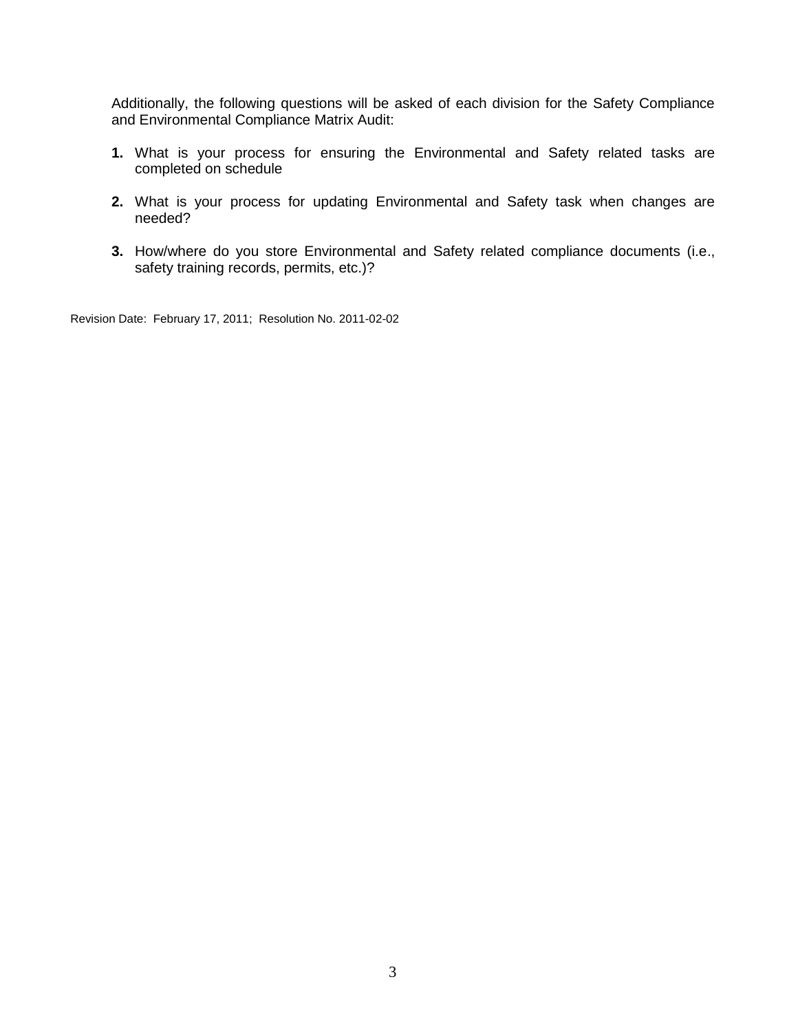Additionally, the following questions will be asked of each division for the Safety Compliance and Environmental Compliance Matrix Audit:

**1.** What is your process for ensuring the Environmental and Safety related tasks are completed on schedule

**2.** What is your process for updating Environmental and Safety task when changes are needed?

**3.** How/where do you store Environmental and Safety related compliance documents (i.e., safety training records, permits, etc.)?

Revision Date: February 17, 2011; Resolution No. 2011-02-02